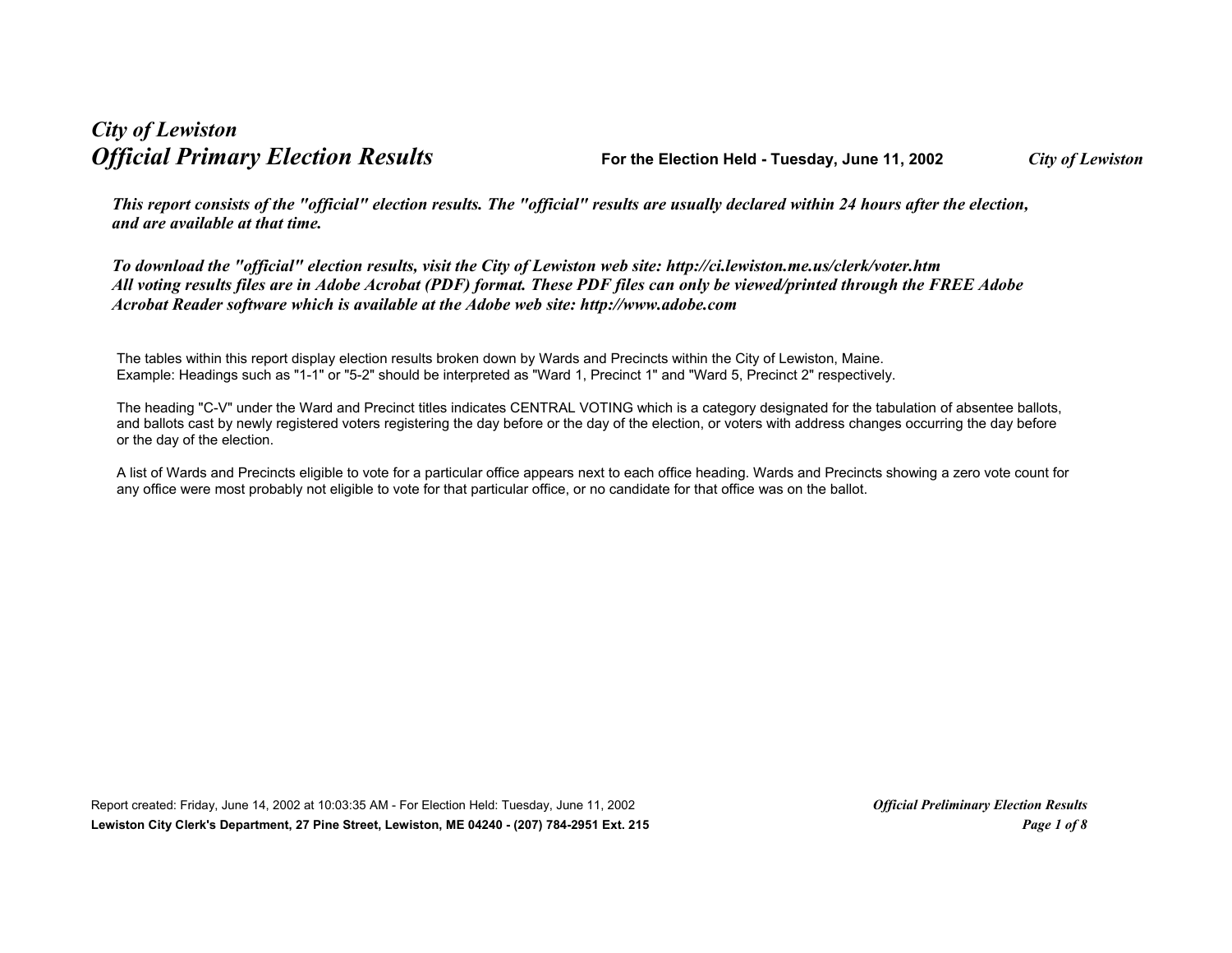# *City of Lewiston*
# *Official Primary Election Results*

**For the Election Held - Tuesday, June 11, 2002** *City of Lewiston*

***This report consists of the "official" election results. The "official" results are usually declared within 24 hours after the election, and are available at that time.***

***To download the "official" election results, visit the City of Lewiston web site: http://ci.lewiston.me.us/clerk/voter.htm All voting results files are in Adobe Acrobat (PDF) format. These PDF files can only be viewed/printed through the FREE Adobe Acrobat Reader software which is available at the Adobe web site: http://www.adobe.com***

The tables within this report display election results broken down by Wards and Precincts within the City of Lewiston, Maine. Example: Headings such as "1-1" or "5-2" should be interpreted as "Ward 1, Precinct 1" and "Ward 5, Precinct 2" respectively.

The heading "C-V" under the Ward and Precinct titles indicates CENTRAL VOTING which is a category designated for the tabulation of absentee ballots, and ballots cast by newly registered voters registering the day before or the day of the election, or voters with address changes occurring the day before or the day of the election.

A list of Wards and Precincts eligible to vote for a particular office appears next to each office heading. Wards and Precincts showing a zero vote count for any office were most probably not eligible to vote for that particular office, or no candidate for that office was on the ballot.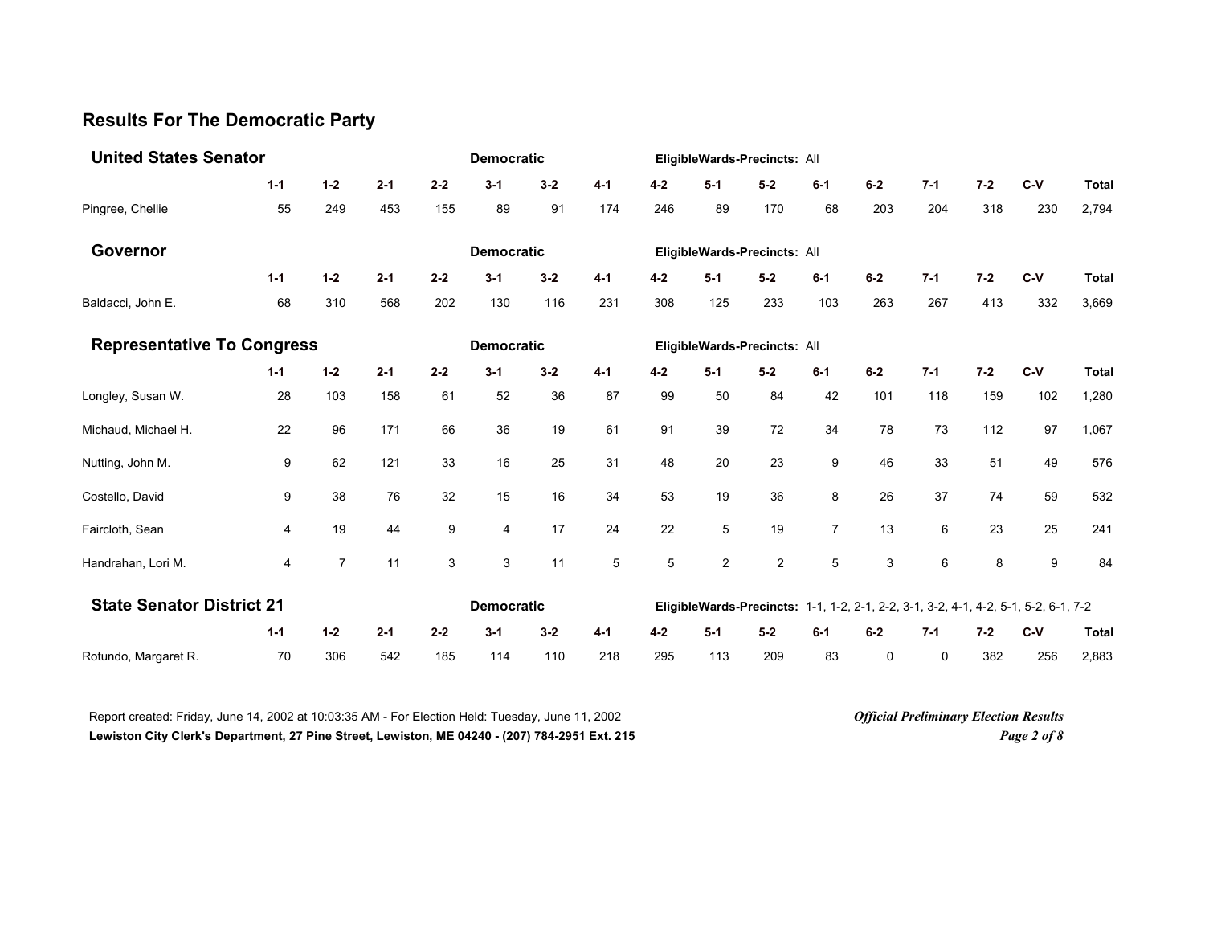## Results For The Democratic Party

### United States Senator

Democratic — EligibleWards-Precincts: All

| | 1-1 | 1-2 | 2-1 | 2-2 | 3-1 | 3-2 | 4-1 | 4-2 | 5-1 | 5-2 | 6-1 | 6-2 | 7-1 | 7-2 | C-V | Total |
|---|---|---|---|---|---|---|---|---|---|---|---|---|---|---|---|---|
| Pingree, Chellie | 55 | 249 | 453 | 155 | 89 | 91 | 174 | 246 | 89 | 170 | 68 | 203 | 204 | 318 | 230 | 2,794 |

### Governor

Democratic — EligibleWards-Precincts: All

| | 1-1 | 1-2 | 2-1 | 2-2 | 3-1 | 3-2 | 4-1 | 4-2 | 5-1 | 5-2 | 6-1 | 6-2 | 7-1 | 7-2 | C-V | Total |
|---|---|---|---|---|---|---|---|---|---|---|---|---|---|---|---|---|
| Baldacci, John E. | 68 | 310 | 568 | 202 | 130 | 116 | 231 | 308 | 125 | 233 | 103 | 263 | 267 | 413 | 332 | 3,669 |

### Representative To Congress

Democratic — EligibleWards-Precincts: All

| | 1-1 | 1-2 | 2-1 | 2-2 | 3-1 | 3-2 | 4-1 | 4-2 | 5-1 | 5-2 | 6-1 | 6-2 | 7-1 | 7-2 | C-V | Total |
|---|---|---|---|---|---|---|---|---|---|---|---|---|---|---|---|---|
| Longley, Susan W. | 28 | 103 | 158 | 61 | 52 | 36 | 87 | 99 | 50 | 84 | 42 | 101 | 118 | 159 | 102 | 1,280 |
| Michaud, Michael H. | 22 | 96 | 171 | 66 | 36 | 19 | 61 | 91 | 39 | 72 | 34 | 78 | 73 | 112 | 97 | 1,067 |
| Nutting, John M. | 9 | 62 | 121 | 33 | 16 | 25 | 31 | 48 | 20 | 23 | 9 | 46 | 33 | 51 | 49 | 576 |
| Costello, David | 9 | 38 | 76 | 32 | 15 | 16 | 34 | 53 | 19 | 36 | 8 | 26 | 37 | 74 | 59 | 532 |
| Faircloth, Sean | 4 | 19 | 44 | 9 | 4 | 17 | 24 | 22 | 5 | 19 | 7 | 13 | 6 | 23 | 25 | 241 |
| Handrahan, Lori M. | 4 | 7 | 11 | 3 | 3 | 11 | 5 | 5 | 2 | 2 | 5 | 3 | 6 | 8 | 9 | 84 |

### State Senator District 21

Democratic — EligibleWards-Precincts: 1-1, 1-2, 2-1, 2-2, 3-1, 3-2, 4-1, 4-2, 5-1, 5-2, 6-1, 7-2

| | 1-1 | 1-2 | 2-1 | 2-2 | 3-1 | 3-2 | 4-1 | 4-2 | 5-1 | 5-2 | 6-1 | 6-2 | 7-1 | 7-2 | C-V | Total |
|---|---|---|---|---|---|---|---|---|---|---|---|---|---|---|---|---|
| Rotundo, Margaret R. | 70 | 306 | 542 | 185 | 114 | 110 | 218 | 295 | 113 | 209 | 83 | 0 | 0 | 382 | 256 | 2,883 |

Report created: Friday, June 14, 2002 at 10:03:35 AM - For Election Held: Tuesday, June 11, 2002

**Lewiston City Clerk's Department, 27 Pine Street, Lewiston, ME 04240 - (207) 784-2951 Ext. 215**

***Official Preliminary Election Results***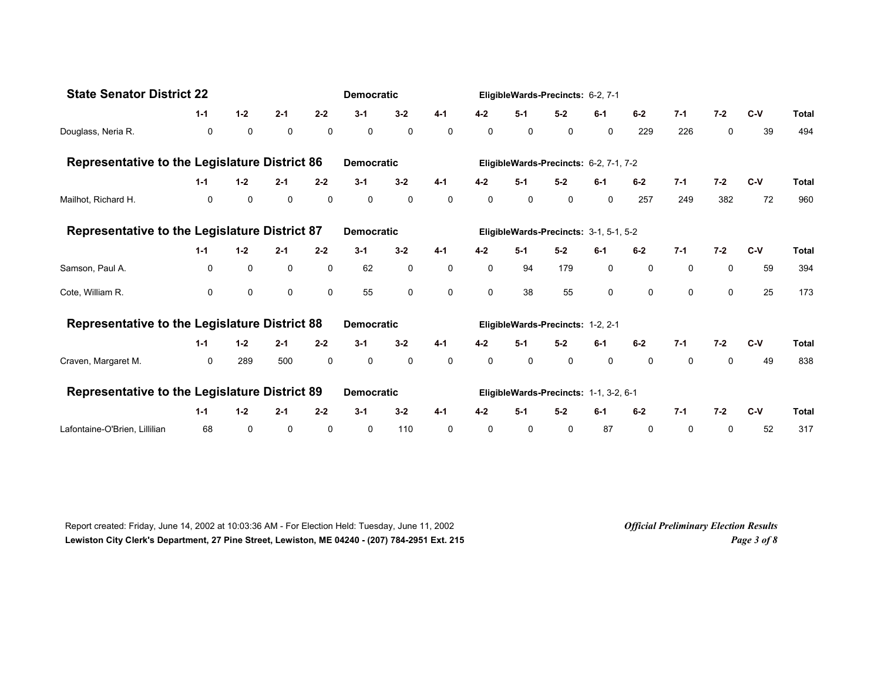## State Senator District 22

**Democratic** — **EligibleWards-Precincts:** 6-2, 7-1

| | 1-1 | 1-2 | 2-1 | 2-2 | 3-1 | 3-2 | 4-1 | 4-2 | 5-1 | 5-2 | 6-1 | 6-2 | 7-1 | 7-2 | C-V | Total |
|---|---|---|---|---|---|---|---|---|---|---|---|---|---|---|---|---|
| Douglass, Neria R. | 0 | 0 | 0 | 0 | 0 | 0 | 0 | 0 | 0 | 0 | 0 | 229 | 226 | 0 | 39 | 494 |

## Representative to the Legislature District 86

**Democratic** — **EligibleWards-Precincts:** 6-2, 7-1, 7-2

| | 1-1 | 1-2 | 2-1 | 2-2 | 3-1 | 3-2 | 4-1 | 4-2 | 5-1 | 5-2 | 6-1 | 6-2 | 7-1 | 7-2 | C-V | Total |
|---|---|---|---|---|---|---|---|---|---|---|---|---|---|---|---|---|
| Mailhot, Richard H. | 0 | 0 | 0 | 0 | 0 | 0 | 0 | 0 | 0 | 0 | 0 | 257 | 249 | 382 | 72 | 960 |

## Representative to the Legislature District 87

**Democratic** — **EligibleWards-Precincts:** 3-1, 5-1, 5-2

| | 1-1 | 1-2 | 2-1 | 2-2 | 3-1 | 3-2 | 4-1 | 4-2 | 5-1 | 5-2 | 6-1 | 6-2 | 7-1 | 7-2 | C-V | Total |
|---|---|---|---|---|---|---|---|---|---|---|---|---|---|---|---|---|
| Samson, Paul A. | 0 | 0 | 0 | 0 | 62 | 0 | 0 | 0 | 94 | 179 | 0 | 0 | 0 | 0 | 59 | 394 |
| Cote, William R. | 0 | 0 | 0 | 0 | 55 | 0 | 0 | 0 | 38 | 55 | 0 | 0 | 0 | 0 | 25 | 173 |

## Representative to the Legislature District 88

**Democratic** — **EligibleWards-Precincts:** 1-2, 2-1

| | 1-1 | 1-2 | 2-1 | 2-2 | 3-1 | 3-2 | 4-1 | 4-2 | 5-1 | 5-2 | 6-1 | 6-2 | 7-1 | 7-2 | C-V | Total |
|---|---|---|---|---|---|---|---|---|---|---|---|---|---|---|---|---|
| Craven, Margaret M. | 0 | 289 | 500 | 0 | 0 | 0 | 0 | 0 | 0 | 0 | 0 | 0 | 0 | 0 | 49 | 838 |

## Representative to the Legislature District 89

**Democratic** — **EligibleWards-Precincts:** 1-1, 3-2, 6-1

| | 1-1 | 1-2 | 2-1 | 2-2 | 3-1 | 3-2 | 4-1 | 4-2 | 5-1 | 5-2 | 6-1 | 6-2 | 7-1 | 7-2 | C-V | Total |
|---|---|---|---|---|---|---|---|---|---|---|---|---|---|---|---|---|
| Lafontaine-O'Brien, Lillilian | 68 | 0 | 0 | 0 | 0 | 110 | 0 | 0 | 0 | 0 | 87 | 0 | 0 | 0 | 52 | 317 |

Report created: Friday, June 14, 2002 at 10:03:36 AM - For Election Held: Tuesday, June 11, 2002

**Lewiston City Clerk's Department, 27 Pine Street, Lewiston, ME 04240 - (207) 784-2951 Ext. 215**

***Official Preliminary Election Results***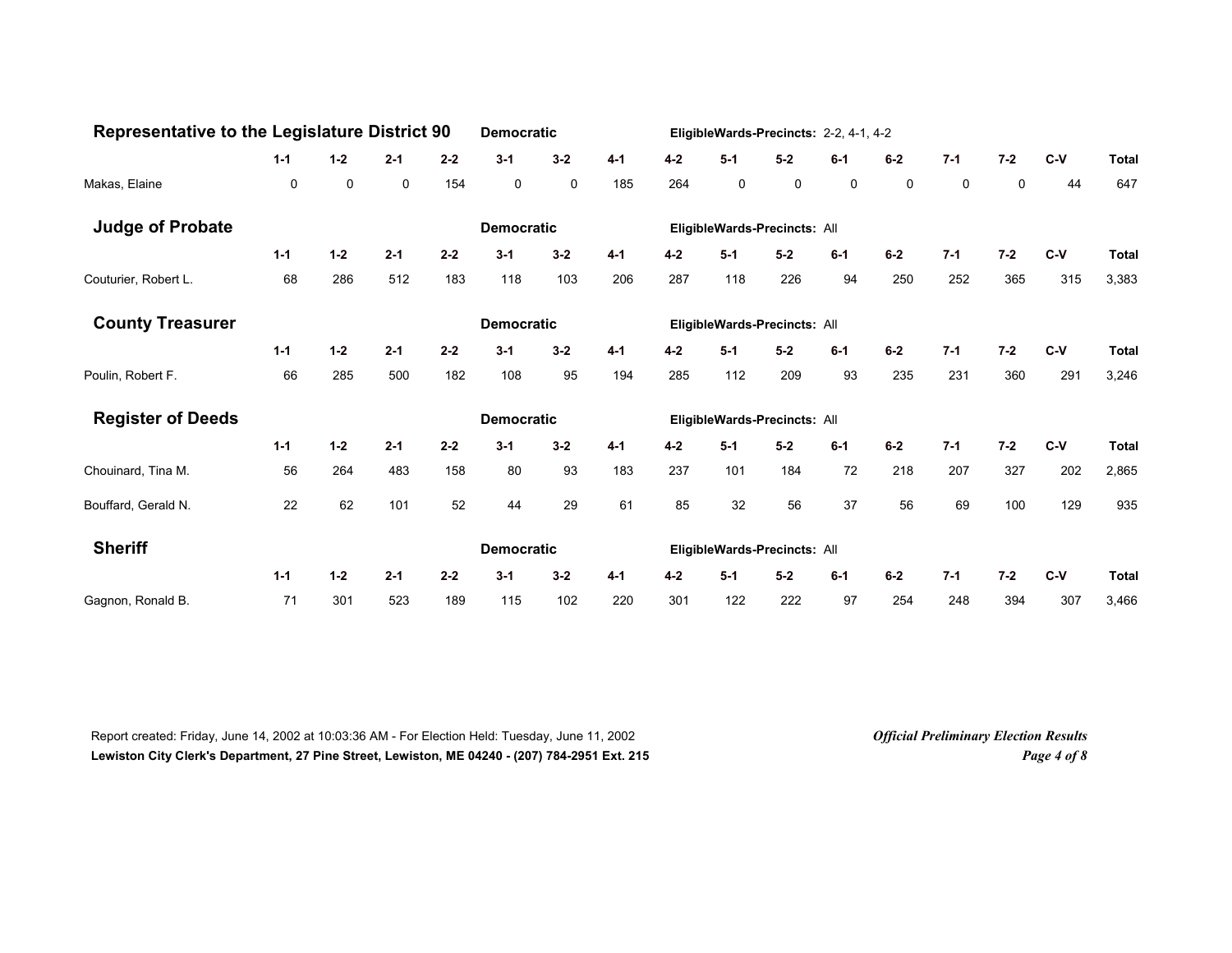## Representative to the Legislature District 90

**Democratic** — **EligibleWards-Precincts:** 2-2, 4-1, 4-2

| | 1-1 | 1-2 | 2-1 | 2-2 | 3-1 | 3-2 | 4-1 | 4-2 | 5-1 | 5-2 | 6-1 | 6-2 | 7-1 | 7-2 | C-V | Total |
|---|---|---|---|---|---|---|---|---|---|---|---|---|---|---|---|---|
| Makas, Elaine | 0 | 0 | 0 | 154 | 0 | 0 | 185 | 264 | 0 | 0 | 0 | 0 | 0 | 0 | 44 | 647 |

## Judge of Probate

**Democratic** — **EligibleWards-Precincts:** All

| | 1-1 | 1-2 | 2-1 | 2-2 | 3-1 | 3-2 | 4-1 | 4-2 | 5-1 | 5-2 | 6-1 | 6-2 | 7-1 | 7-2 | C-V | Total |
|---|---|---|---|---|---|---|---|---|---|---|---|---|---|---|---|---|
| Couturier, Robert L. | 68 | 286 | 512 | 183 | 118 | 103 | 206 | 287 | 118 | 226 | 94 | 250 | 252 | 365 | 315 | 3,383 |

## County Treasurer

**Democratic** — **EligibleWards-Precincts:** All

| | 1-1 | 1-2 | 2-1 | 2-2 | 3-1 | 3-2 | 4-1 | 4-2 | 5-1 | 5-2 | 6-1 | 6-2 | 7-1 | 7-2 | C-V | Total |
|---|---|---|---|---|---|---|---|---|---|---|---|---|---|---|---|---|
| Poulin, Robert F. | 66 | 285 | 500 | 182 | 108 | 95 | 194 | 285 | 112 | 209 | 93 | 235 | 231 | 360 | 291 | 3,246 |

## Register of Deeds

**Democratic** — **EligibleWards-Precincts:** All

| | 1-1 | 1-2 | 2-1 | 2-2 | 3-1 | 3-2 | 4-1 | 4-2 | 5-1 | 5-2 | 6-1 | 6-2 | 7-1 | 7-2 | C-V | Total |
|---|---|---|---|---|---|---|---|---|---|---|---|---|---|---|---|---|
| Chouinard, Tina M. | 56 | 264 | 483 | 158 | 80 | 93 | 183 | 237 | 101 | 184 | 72 | 218 | 207 | 327 | 202 | 2,865 |
| Bouffard, Gerald N. | 22 | 62 | 101 | 52 | 44 | 29 | 61 | 85 | 32 | 56 | 37 | 56 | 69 | 100 | 129 | 935 |

## Sheriff

**Democratic** — **EligibleWards-Precincts:** All

| | 1-1 | 1-2 | 2-1 | 2-2 | 3-1 | 3-2 | 4-1 | 4-2 | 5-1 | 5-2 | 6-1 | 6-2 | 7-1 | 7-2 | C-V | Total |
|---|---|---|---|---|---|---|---|---|---|---|---|---|---|---|---|---|
| Gagnon, Ronald B. | 71 | 301 | 523 | 189 | 115 | 102 | 220 | 301 | 122 | 222 | 97 | 254 | 248 | 394 | 307 | 3,466 |

Report created: Friday, June 14, 2002 at 10:03:36 AM - For Election Held: Tuesday, June 11, 2002

**Lewiston City Clerk's Department, 27 Pine Street, Lewiston, ME 04240 - (207) 784-2951 Ext. 215**

***Official Preliminary Election Results***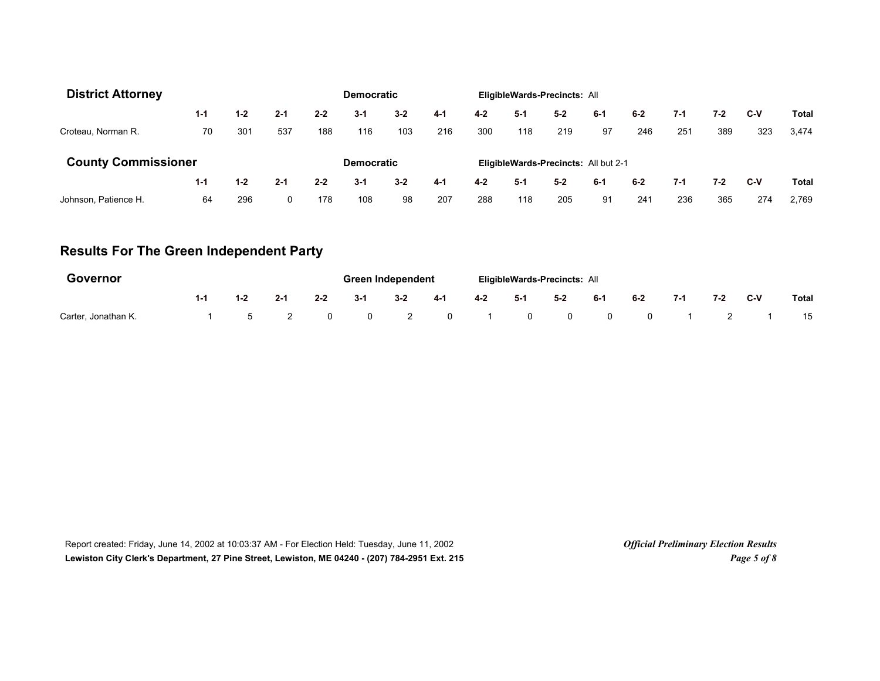### District Attorney

**Democratic** — **EligibleWards-Precincts:** All

| | 1-1 | 1-2 | 2-1 | 2-2 | 3-1 | 3-2 | 4-1 | 4-2 | 5-1 | 5-2 | 6-1 | 6-2 | 7-1 | 7-2 | C-V | Total |
|---|---|---|---|---|---|---|---|---|---|---|---|---|---|---|---|---|
| Croteau, Norman R. | 70 | 301 | 537 | 188 | 116 | 103 | 216 | 300 | 118 | 219 | 97 | 246 | 251 | 389 | 323 | 3,474 |

### County Commissioner

**Democratic** — **EligibleWards-Precincts:** All but 2-1

| | 1-1 | 1-2 | 2-1 | 2-2 | 3-1 | 3-2 | 4-1 | 4-2 | 5-1 | 5-2 | 6-1 | 6-2 | 7-1 | 7-2 | C-V | Total |
|---|---|---|---|---|---|---|---|---|---|---|---|---|---|---|---|---|
| Johnson, Patience H. | 64 | 296 | 0 | 178 | 108 | 98 | 207 | 288 | 118 | 205 | 91 | 241 | 236 | 365 | 274 | 2,769 |

## Results For The Green Independent Party

### Governor

**Green Independent** — **EligibleWards-Precincts:** All

| | 1-1 | 1-2 | 2-1 | 2-2 | 3-1 | 3-2 | 4-1 | 4-2 | 5-1 | 5-2 | 6-1 | 6-2 | 7-1 | 7-2 | C-V | Total |
|---|---|---|---|---|---|---|---|---|---|---|---|---|---|---|---|---|
| Carter, Jonathan K. | 1 | 5 | 2 | 0 | 0 | 2 | 0 | 1 | 0 | 0 | 0 | 0 | 1 | 2 | 1 | 15 |

Report created: Friday, June 14, 2002 at 10:03:37 AM - For Election Held: Tuesday, June 11, 2002

**Lewiston City Clerk's Department, 27 Pine Street, Lewiston, ME 04240 - (207) 784-2951 Ext. 215**

***Official Preliminary Election Results***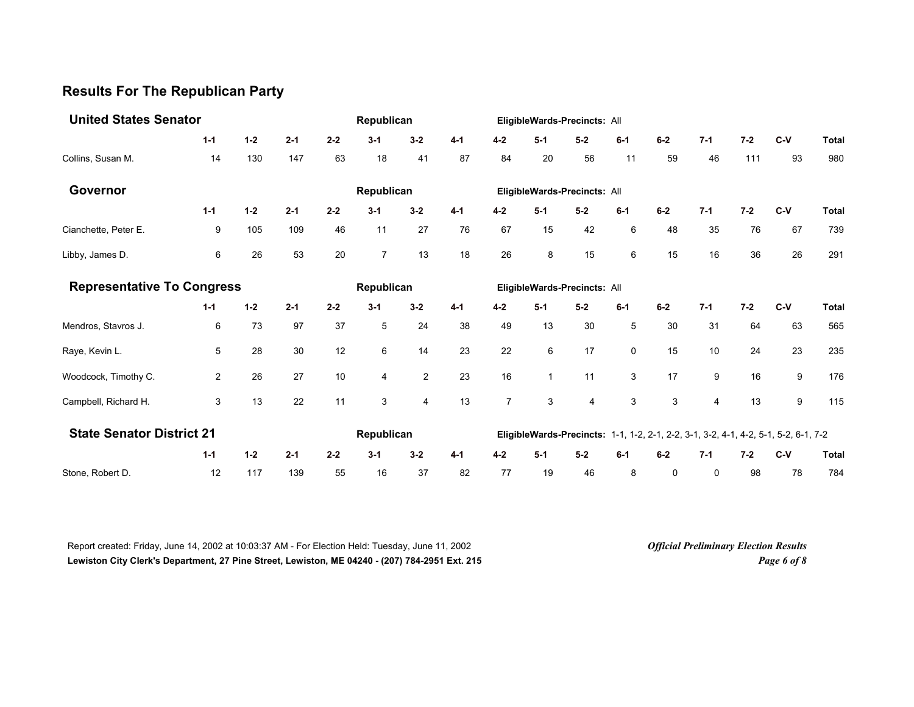## Results For The Republican Party

### United States Senator

Republican — EligibleWards-Precincts: All

| | 1-1 | 1-2 | 2-1 | 2-2 | 3-1 | 3-2 | 4-1 | 4-2 | 5-1 | 5-2 | 6-1 | 6-2 | 7-1 | 7-2 | C-V | Total |
|---|---|---|---|---|---|---|---|---|---|---|---|---|---|---|---|---|
| Collins, Susan M. | 14 | 130 | 147 | 63 | 18 | 41 | 87 | 84 | 20 | 56 | 11 | 59 | 46 | 111 | 93 | 980 |

### Governor

Republican — EligibleWards-Precincts: All

| | 1-1 | 1-2 | 2-1 | 2-2 | 3-1 | 3-2 | 4-1 | 4-2 | 5-1 | 5-2 | 6-1 | 6-2 | 7-1 | 7-2 | C-V | Total |
|---|---|---|---|---|---|---|---|---|---|---|---|---|---|---|---|---|
| Cianchette, Peter E. | 9 | 105 | 109 | 46 | 11 | 27 | 76 | 67 | 15 | 42 | 6 | 48 | 35 | 76 | 67 | 739 |
| Libby, James D. | 6 | 26 | 53 | 20 | 7 | 13 | 18 | 26 | 8 | 15 | 6 | 15 | 16 | 36 | 26 | 291 |

### Representative To Congress

Republican — EligibleWards-Precincts: All

| | 1-1 | 1-2 | 2-1 | 2-2 | 3-1 | 3-2 | 4-1 | 4-2 | 5-1 | 5-2 | 6-1 | 6-2 | 7-1 | 7-2 | C-V | Total |
|---|---|---|---|---|---|---|---|---|---|---|---|---|---|---|---|---|
| Mendros, Stavros J. | 6 | 73 | 97 | 37 | 5 | 24 | 38 | 49 | 13 | 30 | 5 | 30 | 31 | 64 | 63 | 565 |
| Raye, Kevin L. | 5 | 28 | 30 | 12 | 6 | 14 | 23 | 22 | 6 | 17 | 0 | 15 | 10 | 24 | 23 | 235 |
| Woodcock, Timothy C. | 2 | 26 | 27 | 10 | 4 | 2 | 23 | 16 | 1 | 11 | 3 | 17 | 9 | 16 | 9 | 176 |
| Campbell, Richard H. | 3 | 13 | 22 | 11 | 3 | 4 | 13 | 7 | 3 | 4 | 3 | 3 | 4 | 13 | 9 | 115 |

### State Senator District 21

Republican — EligibleWards-Precincts: 1-1, 1-2, 2-1, 2-2, 3-1, 3-2, 4-1, 4-2, 5-1, 5-2, 6-1, 7-2

| | 1-1 | 1-2 | 2-1 | 2-2 | 3-1 | 3-2 | 4-1 | 4-2 | 5-1 | 5-2 | 6-1 | 6-2 | 7-1 | 7-2 | C-V | Total |
|---|---|---|---|---|---|---|---|---|---|---|---|---|---|---|---|---|
| Stone, Robert D. | 12 | 117 | 139 | 55 | 16 | 37 | 82 | 77 | 19 | 46 | 8 | 0 | 0 | 98 | 78 | 784 |

Report created: Friday, June 14, 2002 at 10:03:37 AM - For Election Held: Tuesday, June 11, 2002

**Lewiston City Clerk's Department, 27 Pine Street, Lewiston, ME 04240 - (207) 784-2951 Ext. 215**

***Official Preliminary Election Results***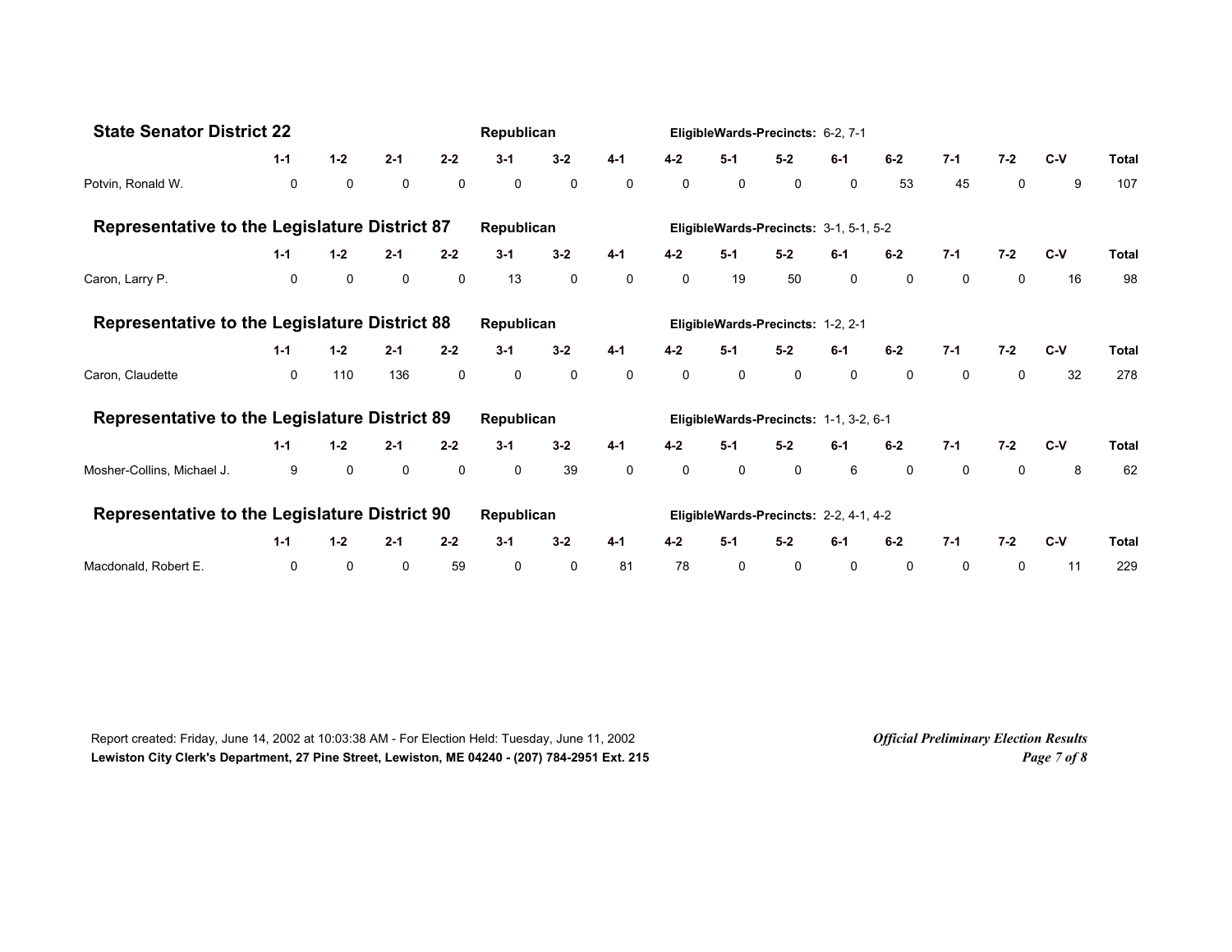## State Senator District 22

**Republican** — **EligibleWards-Precincts:** 6-2, 7-1

| | 1-1 | 1-2 | 2-1 | 2-2 | 3-1 | 3-2 | 4-1 | 4-2 | 5-1 | 5-2 | 6-1 | 6-2 | 7-1 | 7-2 | C-V | Total |
|---|---|---|---|---|---|---|---|---|---|---|---|---|---|---|---|---|
| Potvin, Ronald W. | 0 | 0 | 0 | 0 | 0 | 0 | 0 | 0 | 0 | 0 | 0 | 53 | 45 | 0 | 9 | 107 |

## Representative to the Legislature District 87

**Republican** — **EligibleWards-Precincts:** 3-1, 5-1, 5-2

| | 1-1 | 1-2 | 2-1 | 2-2 | 3-1 | 3-2 | 4-1 | 4-2 | 5-1 | 5-2 | 6-1 | 6-2 | 7-1 | 7-2 | C-V | Total |
|---|---|---|---|---|---|---|---|---|---|---|---|---|---|---|---|---|
| Caron, Larry P. | 0 | 0 | 0 | 0 | 13 | 0 | 0 | 0 | 19 | 50 | 0 | 0 | 0 | 0 | 16 | 98 |

## Representative to the Legislature District 88

**Republican** — **EligibleWards-Precincts:** 1-2, 2-1

| | 1-1 | 1-2 | 2-1 | 2-2 | 3-1 | 3-2 | 4-1 | 4-2 | 5-1 | 5-2 | 6-1 | 6-2 | 7-1 | 7-2 | C-V | Total |
|---|---|---|---|---|---|---|---|---|---|---|---|---|---|---|---|---|
| Caron, Claudette | 0 | 110 | 136 | 0 | 0 | 0 | 0 | 0 | 0 | 0 | 0 | 0 | 0 | 0 | 32 | 278 |

## Representative to the Legislature District 89

**Republican** — **EligibleWards-Precincts:** 1-1, 3-2, 6-1

| | 1-1 | 1-2 | 2-1 | 2-2 | 3-1 | 3-2 | 4-1 | 4-2 | 5-1 | 5-2 | 6-1 | 6-2 | 7-1 | 7-2 | C-V | Total |
|---|---|---|---|---|---|---|---|---|---|---|---|---|---|---|---|---|
| Mosher-Collins, Michael J. | 9 | 0 | 0 | 0 | 0 | 39 | 0 | 0 | 0 | 0 | 6 | 0 | 0 | 0 | 8 | 62 |

## Representative to the Legislature District 90

**Republican** — **EligibleWards-Precincts:** 2-2, 4-1, 4-2

| | 1-1 | 1-2 | 2-1 | 2-2 | 3-1 | 3-2 | 4-1 | 4-2 | 5-1 | 5-2 | 6-1 | 6-2 | 7-1 | 7-2 | C-V | Total |
|---|---|---|---|---|---|---|---|---|---|---|---|---|---|---|---|---|
| Macdonald, Robert E. | 0 | 0 | 0 | 59 | 0 | 0 | 81 | 78 | 0 | 0 | 0 | 0 | 0 | 0 | 11 | 229 |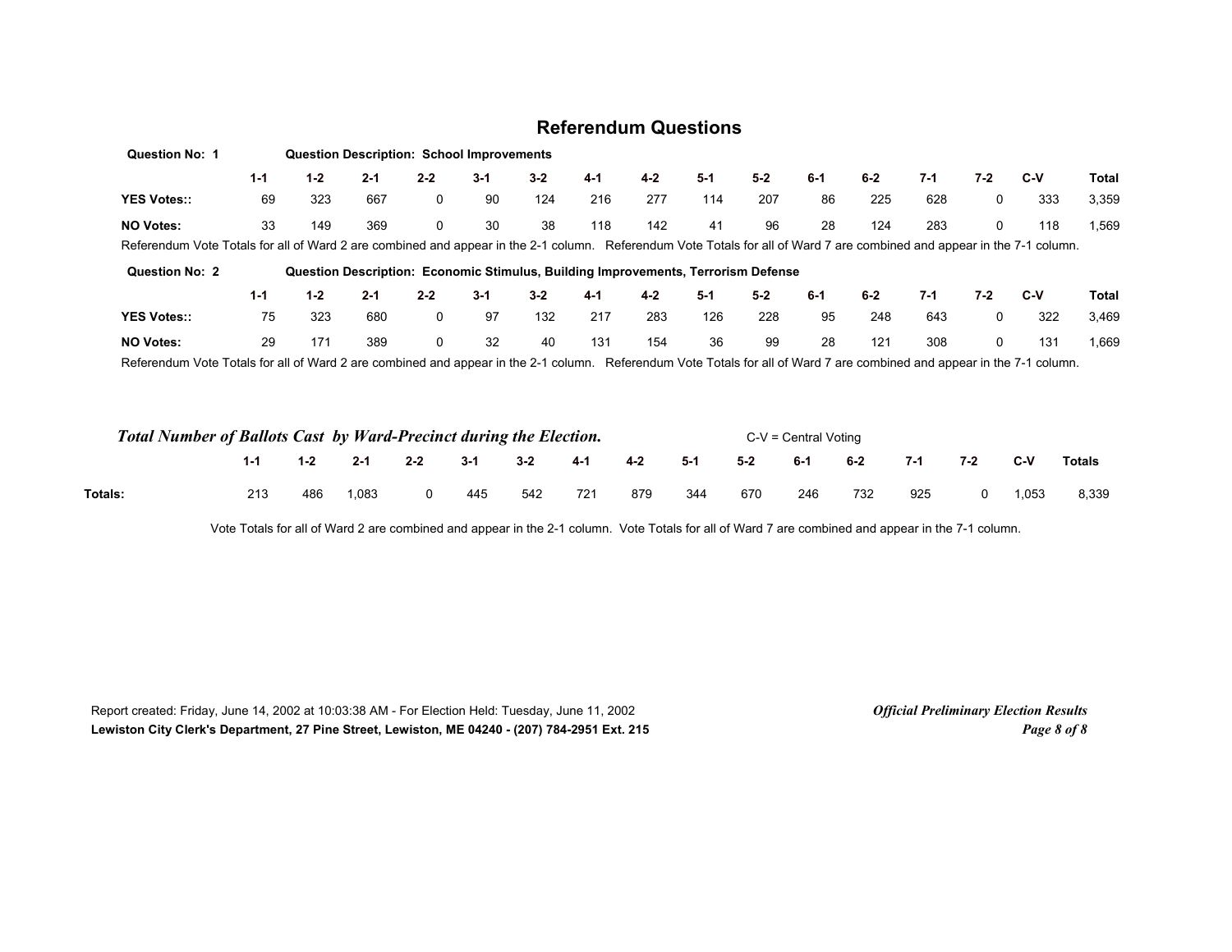# Referendum Questions

**Question No: 1** **Question Description: School Improvements**

| | 1-1 | 1-2 | 2-1 | 2-2 | 3-1 | 3-2 | 4-1 | 4-2 | 5-1 | 5-2 | 6-1 | 6-2 | 7-1 | 7-2 | C-V | Total |
|---|---|---|---|---|---|---|---|---|---|---|---|---|---|---|---|---|
| **YES Votes::** | 69 | 323 | 667 | 0 | 90 | 124 | 216 | 277 | 114 | 207 | 86 | 225 | 628 | 0 | 333 | 3,359 |
| **NO Votes:** | 33 | 149 | 369 | 0 | 30 | 38 | 118 | 142 | 41 | 96 | 28 | 124 | 283 | 0 | 118 | 1,569 |

Referendum Vote Totals for all of Ward 2 are combined and appear in the 2-1 column. Referendum Vote Totals for all of Ward 7 are combined and appear in the 7-1 column.

**Question No: 2** **Question Description: Economic Stimulus, Building Improvements, Terrorism Defense**

| | 1-1 | 1-2 | 2-1 | 2-2 | 3-1 | 3-2 | 4-1 | 4-2 | 5-1 | 5-2 | 6-1 | 6-2 | 7-1 | 7-2 | C-V | Total |
|---|---|---|---|---|---|---|---|---|---|---|---|---|---|---|---|---|
| **YES Votes::** | 75 | 323 | 680 | 0 | 97 | 132 | 217 | 283 | 126 | 228 | 95 | 248 | 643 | 0 | 322 | 3,469 |
| **NO Votes:** | 29 | 171 | 389 | 0 | 32 | 40 | 131 | 154 | 36 | 99 | 28 | 121 | 308 | 0 | 131 | 1,669 |

Referendum Vote Totals for all of Ward 2 are combined and appear in the 2-1 column. Referendum Vote Totals for all of Ward 7 are combined and appear in the 7-1 column.

***Total Number of Ballots Cast by Ward-Precinct during the Election.*** C-V = Central Voting

| | 1-1 | 1-2 | 2-1 | 2-2 | 3-1 | 3-2 | 4-1 | 4-2 | 5-1 | 5-2 | 6-1 | 6-2 | 7-1 | 7-2 | C-V | Totals |
|---|---|---|---|---|---|---|---|---|---|---|---|---|---|---|---|---|
| **Totals:** | 213 | 486 | 1,083 | 0 | 445 | 542 | 721 | 879 | 344 | 670 | 246 | 732 | 925 | 0 | 1,053 | 8,339 |

Vote Totals for all of Ward 2 are combined and appear in the 2-1 column. Vote Totals for all of Ward 7 are combined and appear in the 7-1 column.

Report created: Friday, June 14, 2002 at 10:03:38 AM - For Election Held: Tuesday, June 11, 2002

**Lewiston City Clerk's Department, 27 Pine Street, Lewiston, ME 04240 - (207) 784-2951 Ext. 215**

***Official Preliminary Election Results***